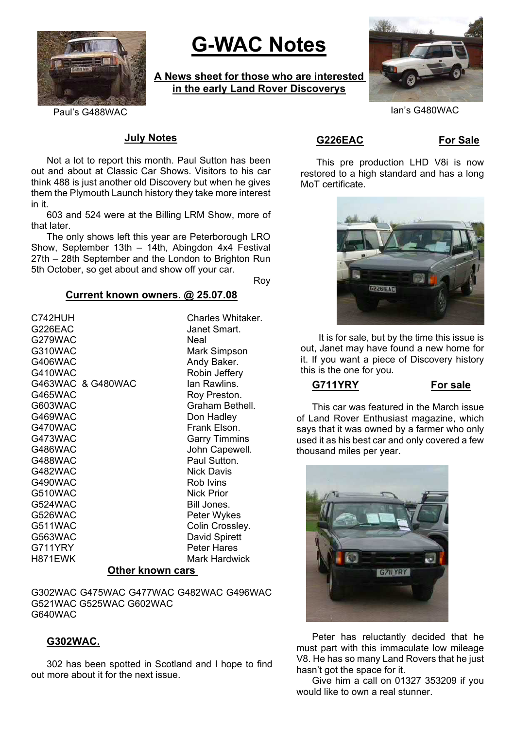Paul's G488WAC

# G-WAC Notes

**A News sheet for those who are interested in the early Land Rover Discoverys**

Ian's G480WAC

## July Notes

Not a lot to report this month. Paul Sutton has been out and about at Classic Car Shows. Visitors to his car think 488 is just another old Discovery but when he gives them the Plymouth Launch history they take more interest in it.

603 and 524 were at the Billing LRM Show, more of that later.

The only shows left this year are Peterborough LRO Show, September 13th – 14th, Abingdon 4x4 Festival 27th – 28th September and the London to Brighton Run 5th October, so get about and show off your car.

Roy

## Current known owners. @ 25.07.08

| | |
|---|---|
| C742HUH | Charles Whitaker. |
| G226EAC | Janet Smart. |
| G279WAC | Neal |
| G310WAC | Mark Simpson |
| G406WAC | Andy Baker. |
| G410WAC | Robin Jeffery |
| G463WAC & G480WAC | Ian Rawlins. |
| G465WAC | Roy Preston. |
| G603WAC | Graham Bethell. |
| G469WAC | Don Hadley |
| G470WAC | Frank Elson. |
| G473WAC | Garry Timmins |
| G486WAC | John Capewell. |
| G488WAC | Paul Sutton. |
| G482WAC | Nick Davis |
| G490WAC | Rob Ivins |
| G510WAC | Nick Prior |
| G524WAC | Bill Jones. |
| G526WAC | Peter Wykes |
| G511WAC | Colin Crossley. |
| G563WAC | David Spirett |
| G711YRY | Peter Hares |
| H871EWK | Mark Hardwick |

## Other known cars

G302WAC G475WAC G477WAC G482WAC G496WAC G521WAC G525WAC G602WAC G640WAC

## G302WAC.

302 has been spotted in Scotland and I hope to find out more about it for the next issue.

## G226EAC — For Sale

This pre production LHD V8i is now restored to a high standard and has a long MoT certificate.

It is for sale, but by the time this issue is out, Janet may have found a new home for it. If you want a piece of Discovery history this is the one for you.

## G711YRY — For sale

This car was featured in the March issue of Land Rover Enthusiast magazine, which says that it was owned by a farmer who only used it as his best car and only covered a few thousand miles per year.

Peter has reluctantly decided that he must part with this immaculate low mileage V8. He has so many Land Rovers that he just hasn't got the space for it.

Give him a call on 01327 353209 if you would like to own a real stunner.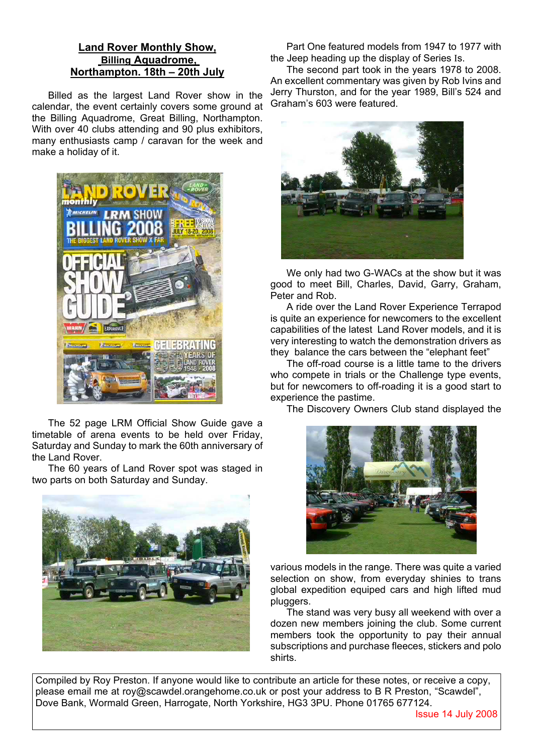## Land Rover Monthly Show, Billing Aquadrome, Northampton. 18th – 20th July

Billed as the largest Land Rover show in the calendar, the event certainly covers some ground at the Billing Aquadrome, Great Billing, Northampton. With over 40 clubs attending and 90 plus exhibitors, many enthusiasts camp / caravan for the week and make a holiday of it.

The 52 page LRM Official Show Guide gave a timetable of arena events to be held over Friday, Saturday and Sunday to mark the 60th anniversary of the Land Rover.

The 60 years of Land Rover spot was staged in two parts on both Saturday and Sunday.

Part One featured models from 1947 to 1977 with the Jeep heading up the display of Series Is.

The second part took in the years 1978 to 2008. An excellent commentary was given by Rob Ivins and Jerry Thurston, and for the year 1989, Bill's 524 and Graham's 603 were featured.

We only had two G-WACs at the show but it was good to meet Bill, Charles, David, Garry, Graham, Peter and Rob.

A ride over the Land Rover Experience Terrapod is quite an experience for newcomers to the excellent capabilities of the latest Land Rover models, and it is very interesting to watch the demonstration drivers as they balance the cars between the "elephant feet"

The off-road course is a little tame to the drivers who compete in trials or the Challenge type events, but for newcomers to off-roading it is a good start to experience the pastime.

The Discovery Owners Club stand displayed the various models in the range. There was quite a varied selection on show, from everyday shinies to trans global expedition equiped cars and high lifted mud pluggers.

The stand was very busy all weekend with over a dozen new members joining the club. Some current members took the opportunity to pay their annual subscriptions and purchase fleeces, stickers and polo shirts.

Compiled by Roy Preston. If anyone would like to contribute an article for these notes, or receive a copy, please email me at roy@scawdel.orangehome.co.uk or post your address to B R Preston, "Scawdel", Dove Bank, Wormald Green, Harrogate, North Yorkshire, HG3 3PU. Phone 01765 677124.

Issue 14 July 2008